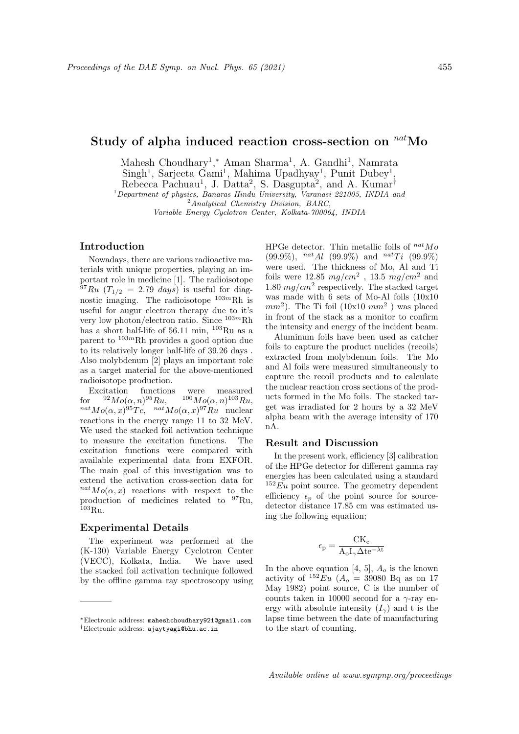# Study of alpha induced reaction cross-section on $^{nat}$Mo

Mahesh Choudhary[1,*], Aman Sharma[1], A. Gandhi[1], Namrata Singh[1], Sarjeeta Gami[1], Mahima Upadhyay[1], Punit Dubey[1], Rebecca Pachuau[1], J. Datta[2], S. Dasgupta[2], and A. Kumar[†]

[1]*Department of physics, Banaras Hindu University, Varanasi 221005, INDIA and*
[2]*Analytical Chemistry Division, BARC, Variable Energy Cyclotron Center, Kolkata-700064, INDIA*

## Introduction

Nowadays, there are various radioactive materials with unique properties, playing an important role in medicine [1]. The radioisotope $^{97}Ru$ ($T_{1/2}$ = 2.79 *days*) is useful for diagnostic imaging. The radioisotope $^{103m}$Rh is useful for augur electron therapy due to it's very low photon/electron ratio. Since $^{103m}$Rh has a short half-life of 56.11 min, $^{103}$Ru as a parent to $^{103m}$Rh provides a good option due to its relatively longer half-life of 39.26 days . Also molybdenum [2] plays an important role as a target material for the above-mentioned radioisotope production.

Excitation functions were measured for $^{92}Mo(\alpha, n)^{95}Ru$, $^{100}Mo(\alpha, n)^{103}Ru$, $^{nat}Mo(\alpha, x)^{95}Tc$, $^{nat}Mo(\alpha, x)^{97}Ru$ nuclear reactions in the energy range 11 to 32 MeV. We used the stacked foil activation technique to measure the excitation functions. The excitation functions were compared with available experimental data from EXFOR. The main goal of this investigation was to extend the activation cross-section data for $^{nat}Mo(\alpha, x)$ reactions with respect to the production of medicines related to $^{97}$Ru, $^{103}$Ru.

## Experimental Details

The experiment was performed at the (K-130) Variable Energy Cyclotron Center (VECC), Kolkata, India. We have used the stacked foil activation technique followed by the offline gamma ray spectroscopy using HPGe detector. Thin metallic foils of $^{nat}Mo$ (99.9%), $^{nat}Al$ (99.9%) and $^{nat}Ti$ (99.9%) were used. The thickness of Mo, Al and Ti foils were 12.85 $mg/cm^2$ , 13.5 $mg/cm^2$ and 1.80 $mg/cm^2$ respectively. The stacked target was made with 6 sets of Mo-Al foils (10x10 $mm^2$). The Ti foil (10x10 $mm^2$ ) was placed in front of the stack as a monitor to confirm the intensity and energy of the incident beam.

Aluminum foils have been used as catcher foils to capture the product nuclides (recoils) extracted from molybdenum foils. The Mo and Al foils were measured simultaneously to capture the recoil products and to calculate the nuclear reaction cross sections of the products formed in the Mo foils. The stacked target was irradiated for 2 hours by a 32 MeV alpha beam with the average intensity of 170 nA.

## Result and Discussion

In the present work, efficiency [3] calibration of the HPGe detector for different gamma ray energies has been calculated using a standard $^{152}Eu$ point source. The geometry dependent efficiency $\epsilon_p$ of the point source for source-detector distance 17.85 cm was estimated using the following equation;

$$\epsilon_{\rm p} = \frac{\rm CK_c}{\rm A_o I_\gamma \Delta t e^{-\lambda t}}$$

In the above equation [4, 5], $A_o$ is the known activity of $^{152}Eu$ ($A_o$ = 39080 Bq as on 17 May 1982) point source, C is the number of counts taken in 10000 second for a $\gamma$-ray energy with absolute intensity ($I_\gamma$) and t is the lapse time between the date of manufacturing to the start of counting.

---

*Electronic address: maheshchoudhary921@gmail.com
†Electronic address: ajaytyagi@bhu.ac.in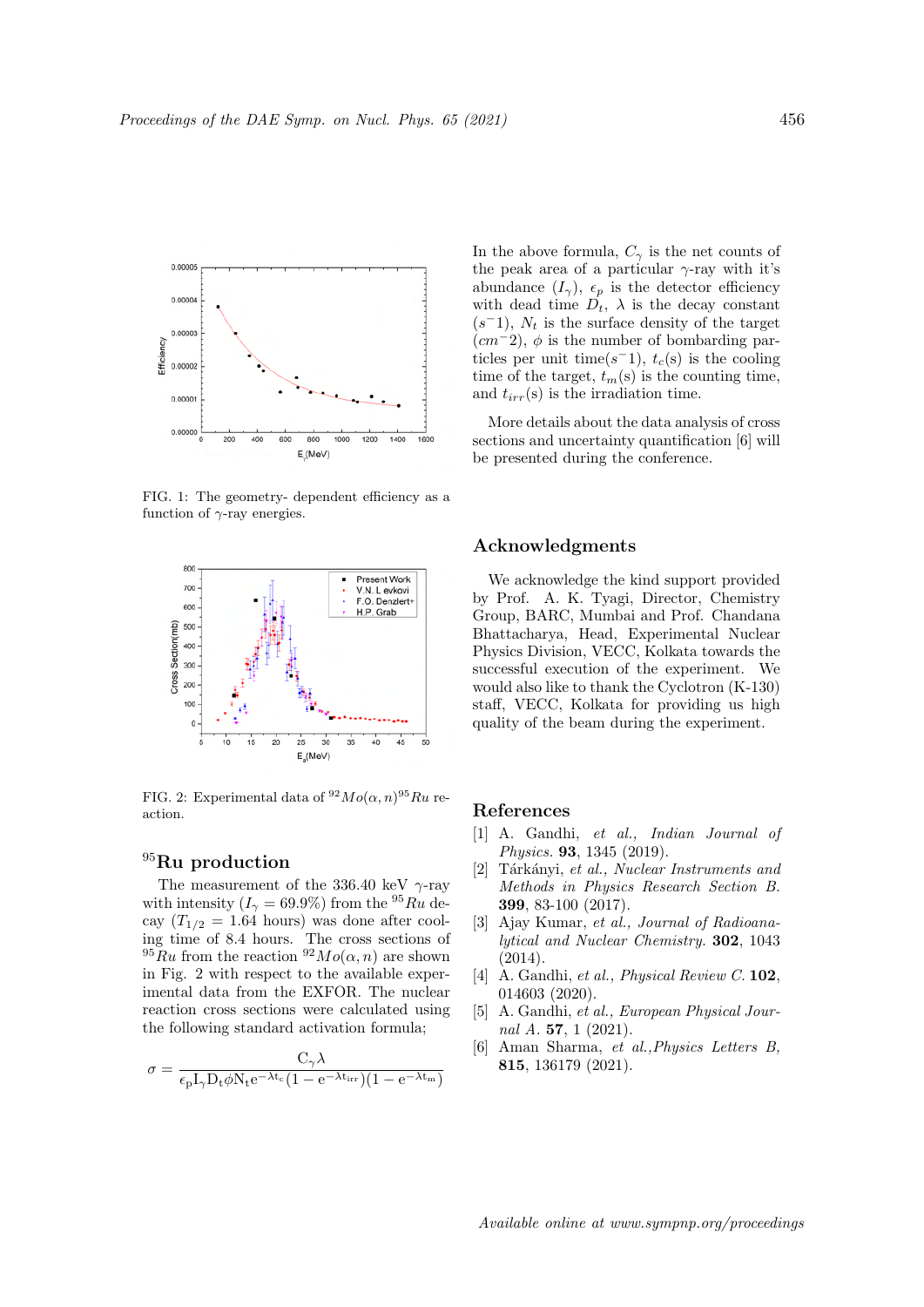0.00005
0.00004
0.00003
0.00002
0.00001
0.00000
Efficiency
0 200 400 600 800 1000 1200 1400 1600
E$_\gamma$(MeV)

FIG. 1: The geometry- dependent efficiency as a function of $\gamma$-ray energies.

800
700
600
500
400
300
200
100
0
Cross Section(mb)
5 10 15 20 25 30 35 40 45 50
E$_\alpha$(MeV)
Present Work
V.N. L evkovi
F.O. Denzlert+
H.P. Grab

FIG. 2: Experimental data of $^{92}Mo(\alpha, n)^{95}Ru$ reaction.

## $^{95}$Ru production

The measurement of the 336.40 keV $\gamma$-ray with intensity ($I_\gamma$ = 69.9%) from the $^{95}Ru$ decay ($T_{1/2}$ = 1.64 hours) was done after cooling time of 8.4 hours. The cross sections of $^{95}Ru$ from the reaction $^{92}Mo(\alpha, n)$ are shown in Fig. 2 with respect to the available experimental data from the EXFOR. The nuclear reaction cross sections were calculated using the following standard activation formula;

$$\sigma = \frac{C_\gamma \lambda}{\epsilon_p I_\gamma D_t \phi N_t e^{-\lambda t_c}(1 - e^{-\lambda t_{irr}})(1 - e^{-\lambda t_m})}$$

In the above formula, $C_\gamma$ is the net counts of the peak area of a particular $\gamma$-ray with it's abundance ($I_\gamma$), $\epsilon_p$ is the detector efficiency with dead time $D_t$, $\lambda$ is the decay constant ($s^{-}1$), $N_t$ is the surface density of the target ($cm^{-}2$), $\phi$ is the number of bombarding particles per unit time($s^{-}1$), $t_c$(s) is the cooling time of the target, $t_m$(s) is the counting time, and $t_{irr}$(s) is the irradiation time.

More details about the data analysis of cross sections and uncertainty quantification [6] will be presented during the conference.

## Acknowledgments

We acknowledge the kind support provided by Prof. A. K. Tyagi, Director, Chemistry Group, BARC, Mumbai and Prof. Chandana Bhattacharya, Head, Experimental Nuclear Physics Division, VECC, Kolkata towards the successful execution of the experiment. We would also like to thank the Cyclotron (K-130) staff, VECC, Kolkata for providing us high quality of the beam during the experiment.

## References

[1] A. Gandhi, *et al.*, *Indian Journal of Physics.* **93**, 1345 (2019).

[2] Tárkányi, *et al.*, *Nuclear Instruments and Methods in Physics Research Section B.* **399**, 83-100 (2017).

[3] Ajay Kumar, *et al.*, *Journal of Radioanalytical and Nuclear Chemistry.* **302**, 1043 (2014).

[4] A. Gandhi, *et al.*, *Physical Review C.* **102**, 014603 (2020).

[5] A. Gandhi, *et al.*, *European Physical Journal A.* **57**, 1 (2021).

[6] Aman Sharma, *et al.*,*Physics Letters B,* **815**, 136179 (2021).